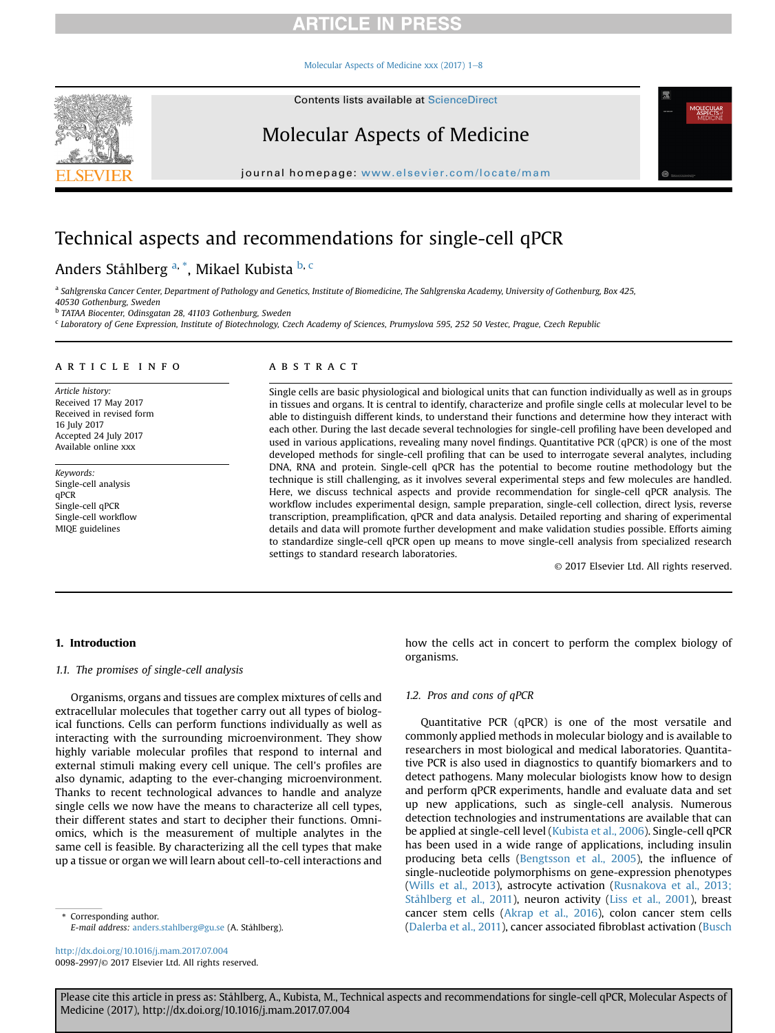# Technical aspects and recommendations for single-cell qPCR

Anders Ståhlberg [a,*], Mikael Kubista [b,c]

[a] Sahlgrenska Cancer Center, Department of Pathology and Genetics, Institute of Biomedicine, The Sahlgrenska Academy, University of Gothenburg, Box 425, 40530 Gothenburg, Sweden
[b] TATAA Biocenter, Odinsgatan 28, 41103 Gothenburg, Sweden
[c] Laboratory of Gene Expression, Institute of Biotechnology, Czech Academy of Sciences, Prumyslova 595, 252 50 Vestec, Prague, Czech Republic

## ARTICLE INFO

*Article history:*
Received 17 May 2017
Received in revised form 16 July 2017
Accepted 24 July 2017
Available online xxx

*Keywords:*
Single-cell analysis
qPCR
Single-cell qPCR
Single-cell workflow
MIQE guidelines

## ABSTRACT

Single cells are basic physiological and biological units that can function individually as well as in groups in tissues and organs. It is central to identify, characterize and profile single cells at molecular level to be able to distinguish different kinds, to understand their functions and determine how they interact with each other. During the last decade several technologies for single-cell profiling have been developed and used in various applications, revealing many novel findings. Quantitative PCR (qPCR) is one of the most developed methods for single-cell profiling that can be used to interrogate several analytes, including DNA, RNA and protein. Single-cell qPCR has the potential to become routine methodology but the technique is still challenging, as it involves several experimental steps and few molecules are handled. Here, we discuss technical aspects and provide recommendation for single-cell qPCR analysis. The workflow includes experimental design, sample preparation, single-cell collection, direct lysis, reverse transcription, preamplification, qPCR and data analysis. Detailed reporting and sharing of experimental details and data will promote further development and make validation studies possible. Efforts aiming to standardize single-cell qPCR open up means to move single-cell analysis from specialized research settings to standard research laboratories.

© 2017 Elsevier Ltd. All rights reserved.

## 1. Introduction

### 1.1. The promises of single-cell analysis

Organisms, organs and tissues are complex mixtures of cells and extracellular molecules that together carry out all types of biological functions. Cells can perform functions individually as well as interacting with the surrounding microenvironment. They show highly variable molecular profiles that respond to internal and external stimuli making every cell unique. The cell's profiles are also dynamic, adapting to the ever-changing microenvironment. Thanks to recent technological advances to handle and analyze single cells we now have the means to characterize all cell types, their different states and start to decipher their functions. Omniomics, which is the measurement of multiple analytes in the same cell is feasible. By characterizing all the cell types that make up a tissue or organ we will learn about cell-to-cell interactions and how the cells act in concert to perform the complex biology of organisms.

### 1.2. Pros and cons of qPCR

Quantitative PCR (qPCR) is one of the most versatile and commonly applied methods in molecular biology and is available to researchers in most biological and medical laboratories. Quantitative PCR is also used in diagnostics to quantify biomarkers and to detect pathogens. Many molecular biologists know how to design and perform qPCR experiments, handle and evaluate data and set up new applications, such as single-cell analysis. Numerous detection technologies and instrumentations are available that can be applied at single-cell level (Kubista et al., 2006). Single-cell qPCR has been used in a wide range of applications, including insulin producing beta cells (Bengtsson et al., 2005), the influence of single-nucleotide polymorphisms on gene-expression phenotypes (Wills et al., 2013), astrocyte activation (Rusnakova et al., 2013; Ståhlberg et al., 2011), neuron activity (Liss et al., 2001), breast cancer stem cells (Akrap et al., 2016), colon cancer stem cells (Dalerba et al., 2011), cancer associated fibroblast activation (Busch

* Corresponding author.
*E-mail address:* anders.stahlberg@gu.se (A. Ståhlberg).

http://dx.doi.org/10.1016/j.mam.2017.07.004
0098-2997/© 2017 Elsevier Ltd. All rights reserved.

Please cite this article in press as: Ståhlberg, A., Kubista, M., Technical aspects and recommendations for single-cell qPCR, Molecular Aspects of Medicine (2017), http://dx.doi.org/10.1016/j.mam.2017.07.004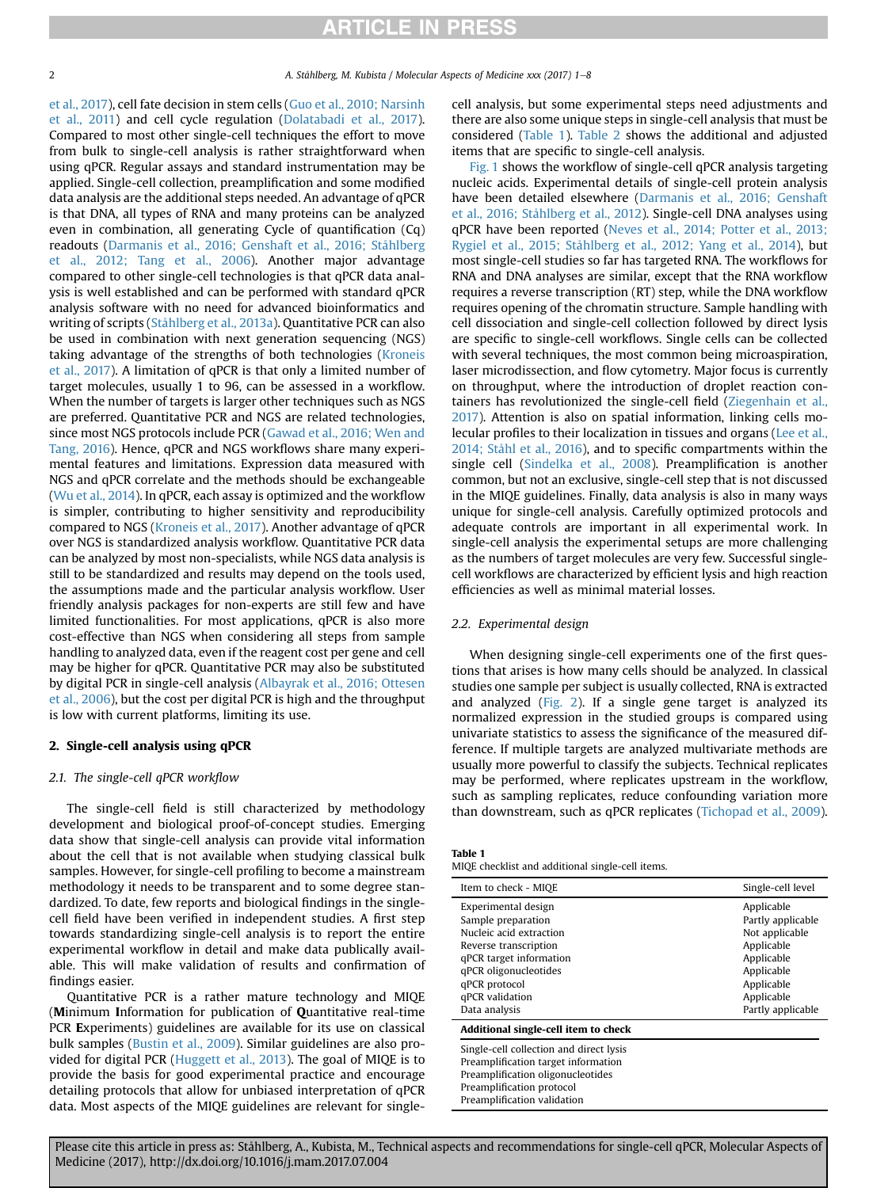et al., 2017), cell fate decision in stem cells (Guo et al., 2010; Narsinh et al., 2011) and cell cycle regulation (Dolatabadi et al., 2017). Compared to most other single-cell techniques the effort to move from bulk to single-cell analysis is rather straightforward when using qPCR. Regular assays and standard instrumentation may be applied. Single-cell collection, preamplification and some modified data analysis are the additional steps needed. An advantage of qPCR is that DNA, all types of RNA and many proteins can be analyzed even in combination, all generating Cycle of quantification (Cq) readouts (Darmanis et al., 2016; Genshaft et al., 2016; Ståhlberg et al., 2012; Tang et al., 2006). Another major advantage compared to other single-cell technologies is that qPCR data analysis is well established and can be performed with standard qPCR analysis software with no need for advanced bioinformatics and writing of scripts (Ståhlberg et al., 2013a). Quantitative PCR can also be used in combination with next generation sequencing (NGS) taking advantage of the strengths of both technologies (Kroneis et al., 2017). A limitation of qPCR is that only a limited number of target molecules, usually 1 to 96, can be assessed in a workflow. When the number of targets is larger other techniques such as NGS are preferred. Quantitative PCR and NGS are related technologies, since most NGS protocols include PCR (Gawad et al., 2016; Wen and Tang, 2016). Hence, qPCR and NGS workflows share many experimental features and limitations. Expression data measured with NGS and qPCR correlate and the methods should be exchangeable (Wu et al., 2014). In qPCR, each assay is optimized and the workflow is simpler, contributing to higher sensitivity and reproducibility compared to NGS (Kroneis et al., 2017). Another advantage of qPCR over NGS is standardized analysis workflow. Quantitative PCR data can be analyzed by most non-specialists, while NGS data analysis is still to be standardized and results may depend on the tools used, the assumptions made and the particular analysis workflow. User friendly analysis packages for non-experts are still few and have limited functionalities. For most applications, qPCR is also more cost-effective than NGS when considering all steps from sample handling to analyzed data, even if the reagent cost per gene and cell may be higher for qPCR. Quantitative PCR may also be substituted by digital PCR in single-cell analysis (Albayrak et al., 2016; Ottesen et al., 2006), but the cost per digital PCR is high and the throughput is low with current platforms, limiting its use.

## 2. Single-cell analysis using qPCR

### 2.1. The single-cell qPCR workflow

The single-cell field is still characterized by methodology development and biological proof-of-concept studies. Emerging data show that single-cell analysis can provide vital information about the cell that is not available when studying classical bulk samples. However, for single-cell profiling to become a mainstream methodology it needs to be transparent and to some degree standardized. To date, few reports and biological findings in the single-cell field have been verified in independent studies. A first step towards standardizing single-cell analysis is to report the entire experimental workflow in detail and make data publically available. This will make validation of results and confirmation of findings easier.

Quantitative PCR is a rather mature technology and MIQE (**M**inimum **I**nformation for publication of **Q**uantitative real-time PCR **E**xperiments) guidelines are available for its use on classical bulk samples (Bustin et al., 2009). Similar guidelines are also provided for digital PCR (Huggett et al., 2013). The goal of MIQE is to provide the basis for good experimental practice and encourage detailing protocols that allow for unbiased interpretation of qPCR data. Most aspects of the MIQE guidelines are relevant for single-cell analysis, but some experimental steps need adjustments and there are also some unique steps in single-cell analysis that must be considered (Table 1). Table 2 shows the additional and adjusted items that are specific to single-cell analysis.

Fig. 1 shows the workflow of single-cell qPCR analysis targeting nucleic acids. Experimental details of single-cell protein analysis have been detailed elsewhere (Darmanis et al., 2016; Genshaft et al., 2016; Ståhlberg et al., 2012). Single-cell DNA analyses using qPCR have been reported (Neves et al., 2014; Potter et al., 2013; Rygiel et al., 2015; Ståhlberg et al., 2012; Yang et al., 2014), but most single-cell studies so far has targeted RNA. The workflows for RNA and DNA analyses are similar, except that the RNA workflow requires a reverse transcription (RT) step, while the DNA workflow requires opening of the chromatin structure. Sample handling with cell dissociation and single-cell collection followed by direct lysis are specific to single-cell workflows. Single cells can be collected with several techniques, the most common being microaspiration, laser microdissection, and flow cytometry. Major focus is currently on throughput, where the introduction of droplet reaction containers has revolutionized the single-cell field (Ziegenhain et al., 2017). Attention is also on spatial information, linking cells molecular profiles to their localization in tissues and organs (Lee et al., 2014; Ståhl et al., 2016), and to specific compartments within the single cell (Sindelka et al., 2008). Preamplification is another common, but not an exclusive, single-cell step that is not discussed in the MIQE guidelines. Finally, data analysis is also in many ways unique for single-cell analysis. Carefully optimized protocols and adequate controls are important in all experimental work. In single-cell analysis the experimental setups are more challenging as the numbers of target molecules are very few. Successful single-cell workflows are characterized by efficient lysis and high reaction efficiencies as well as minimal material losses.

### 2.2. Experimental design

When designing single-cell experiments one of the first questions that arises is how many cells should be analyzed. In classical studies one sample per subject is usually collected, RNA is extracted and analyzed (Fig. 2). If a single gene target is analyzed its normalized expression in the studied groups is compared using univariate statistics to assess the significance of the measured difference. If multiple targets are analyzed multivariate methods are usually more powerful to classify the subjects. Technical replicates may be performed, where replicates upstream in the workflow, such as sampling replicates, reduce confounding variation more than downstream, such as qPCR replicates (Tichopad et al., 2009).

**Table 1**
MIQE checklist and additional single-cell items.

| Item to check - MIQE | Single-cell level |
|---|---|
| Experimental design | Applicable |
| Sample preparation | Partly applicable |
| Nucleic acid extraction | Not applicable |
| Reverse transcription | Applicable |
| qPCR target information | Applicable |
| qPCR oligonucleotides | Applicable |
| qPCR protocol | Applicable |
| qPCR validation | Applicable |
| Data analysis | Partly applicable |
| **Additional single-cell item to check** | |
| Single-cell collection and direct lysis | |
| Preamplification target information | |
| Preamplification oligonucleotides | |
| Preamplification protocol | |
| Preamplification validation | |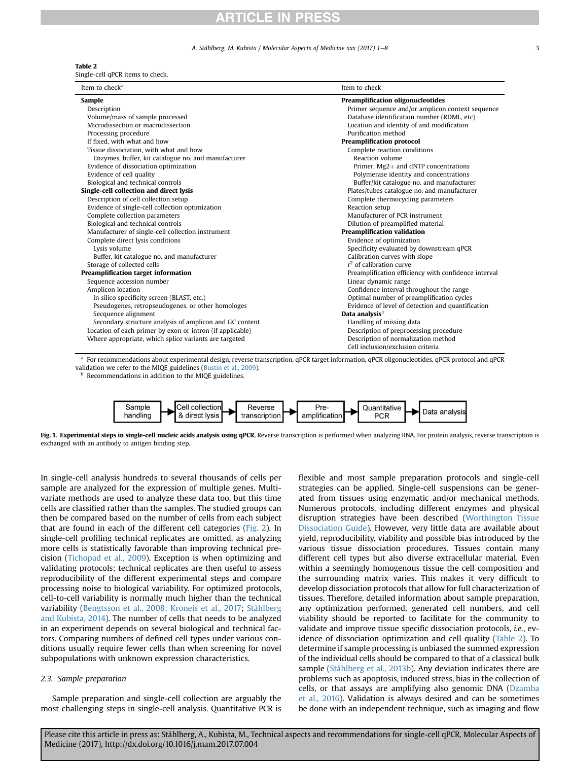**Table 2**
Single-cell qPCR items to check.

| Item to check[a] | Item to check |
|---|---|
| **Sample** | **Preamplification oligonucleotides** |
| Description | Primer sequence and/or amplicon context sequence |
| Volume/mass of sample processed | Database identification number (RDML, etc) |
| Microdissection or macrodissection | Location and identity of and modification |
| Processing procedure | Purification method |
| If fixed, with what and how | **Preamplification protocol** |
| Tissue dissociation, with what and how | Complete reaction conditions |
| Enzymes, buffer, kit catalogue no. and manufacturer | Reaction volume |
| Evidence of dissociation optimization | Primer, $Mg2+$ and dNTP concentrations |
| Evidence of cell quality | Polymerase identity and concentrations |
| Biological and technical controls | Buffer/kit catalogue no. and manufacturer |
| **Single-cell collection and direct lysis** | Plates/tubes catalogue no. and manufacturer |
| Description of cell collection setup | Complete thermocycling parameters |
| Evidence of single-cell collection optimization | Reaction setup |
| Complete collection parameters | Manufacturer of PCR instrument |
| Biological and technical controls | Dilution of preamplified material |
| Manufacturer of single-cell collection instrument | **Preamplification validation** |
| Complete direct lysis conditions | Evidence of optimization |
| Lysis volume | Specificity evaluated by downstream qPCR |
| Buffer, kit catalogue no. and manufacturer | Calibration curves with slope |
| Storage of collected cells | $r^2$ of calibration curve |
| **Preamplification target information** | Preamplification efficiency with confidence interval |
| Sequence accession number | Linear dynamic range |
| Amplicon location | Confidence interval throughout the range |
| In silico specificity screen (BLAST, etc.) | Optimal number of preamplification cycles |
| Pseudogenes, retropseudogenes, or other homologes | Evidence of level of detection and quantification |
| Sequence alignment | **Data analysis**[b] |
| Secondary structure analysis of amplicon and GC content | Handling of missing data |
| Location of each primer by exon or intron (if applicable) | Description of preprocessing procedure |
| Where appropriate, which splice variants are targeted | Description of normalization method |
| | Cell inclusion/exclusion criteria |

[a] For recommendations about experimental design, reverse transcription, qPCR target information, qPCR oligonucleotides, qPCR protocol and qPCR validation we refer to the MIQE guidelines (Bustin et al., 2009).
[b] Recommendations in addition to the MIQE guidelines.

Sample handling → Cell collection & direct lysis → Reverse transcription → Pre-amplification → Quantitative PCR → Data analysis

**Fig. 1. Experimental steps in single-cell nucleic acids analysis using qPCR.** Reverse transcription is performed when analyzing RNA. For protein analysis, reverse transcription is exchanged with an antibody to antigen binding step.

In single-cell analysis hundreds to several thousands of cells per sample are analyzed for the expression of multiple genes. Multivariate methods are used to analyze these data too, but this time cells are classified rather than the samples. The studied groups can then be compared based on the number of cells from each subject that are found in each of the different cell categories (Fig. 2). In single-cell profiling technical replicates are omitted, as analyzing more cells is statistically favorable than improving technical precision (Tichopad et al., 2009). Exception is when optimizing and validating protocols; technical replicates are then useful to assess reproducibility of the different experimental steps and compare processing noise to biological variability. For optimized protocols, cell-to-cell variability is normally much higher than the technical variability (Bengtsson et al., 2008; Kroneis et al., 2017; Ståhlberg and Kubista, 2014). The number of cells that needs to be analyzed in an experiment depends on several biological and technical factors. Comparing numbers of defined cell types under various conditions usually require fewer cells than when screening for novel subpopulations with unknown expression characteristics.

### 2.3. Sample preparation

Sample preparation and single-cell collection are arguably the most challenging steps in single-cell analysis. Quantitative PCR is flexible and most sample preparation protocols and single-cell strategies can be applied. Single-cell suspensions can be generated from tissues using enzymatic and/or mechanical methods. Numerous protocols, including different enzymes and physical disruption strategies have been described (Worthington Tissue Dissociation Guide). However, very little data are available about yield, reproducibility, viability and possible bias introduced by the various tissue dissociation procedures. Tissues contain many different cell types but also diverse extracellular material. Even within a seemingly homogenous tissue the cell composition and the surrounding matrix varies. This makes it very difficult to develop dissociation protocols that allow for full characterization of tissues. Therefore, detailed information about sample preparation, any optimization performed, generated cell numbers, and cell viability should be reported to facilitate for the community to validate and improve tissue specific dissociation protocols, *i.e.*, evidence of dissociation optimization and cell quality (Table 2). To determine if sample processing is unbiased the summed expression of the individual cells should be compared to that of a classical bulk sample (Ståhlberg et al., 2013b). Any deviation indicates there are problems such as apoptosis, induced stress, bias in the collection of cells, or that assays are amplifying also genomic DNA (Dzamba et al., 2016). Validation is always desired and can be sometimes be done with an independent technique, such as imaging and flow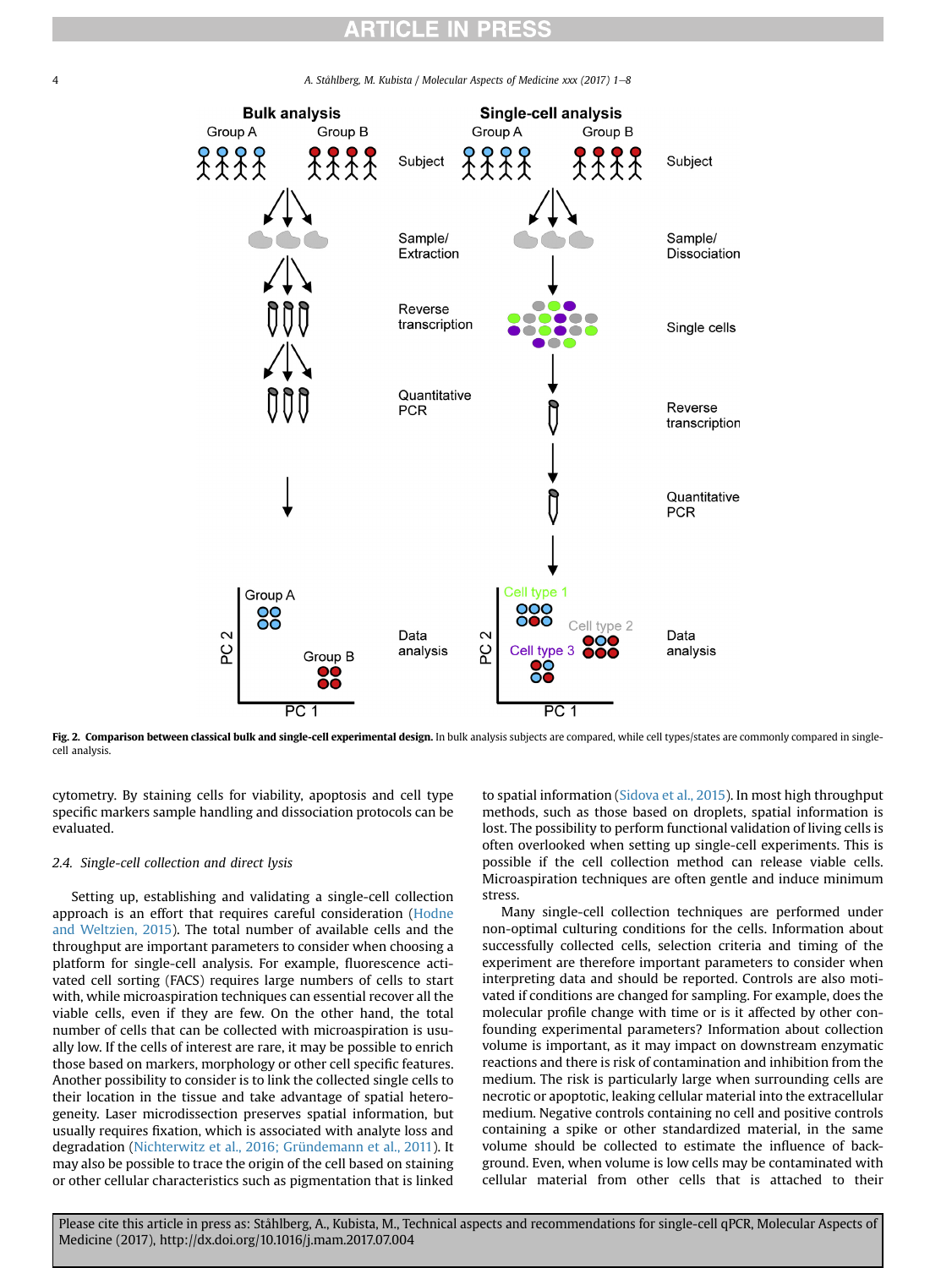Fig. 2. **Comparison between classical bulk and single-cell experimental design.** In bulk analysis subjects are compared, while cell types/states are commonly compared in single-cell analysis.

cytometry. By staining cells for viability, apoptosis and cell type specific markers sample handling and dissociation protocols can be evaluated.

### 2.4. Single-cell collection and direct lysis

Setting up, establishing and validating a single-cell collection approach is an effort that requires careful consideration (Hodne and Weltzien, 2015). The total number of available cells and the throughput are important parameters to consider when choosing a platform for single-cell analysis. For example, fluorescence activated cell sorting (FACS) requires large numbers of cells to start with, while microaspiration techniques can essential recover all the viable cells, even if they are few. On the other hand, the total number of cells that can be collected with microaspiration is usually low. If the cells of interest are rare, it may be possible to enrich those based on markers, morphology or other cell specific features. Another possibility to consider is to link the collected single cells to their location in the tissue and take advantage of spatial heterogeneity. Laser microdissection preserves spatial information, but usually requires fixation, which is associated with analyte loss and degradation (Nichterwitz et al., 2016; Gründemann et al., 2011). It may also be possible to trace the origin of the cell based on staining or other cellular characteristics such as pigmentation that is linked to spatial information (Sidova et al., 2015). In most high throughput methods, such as those based on droplets, spatial information is lost. The possibility to perform functional validation of living cells is often overlooked when setting up single-cell experiments. This is possible if the cell collection method can release viable cells. Microaspiration techniques are often gentle and induce minimum stress.

Many single-cell collection techniques are performed under non-optimal culturing conditions for the cells. Information about successfully collected cells, selection criteria and timing of the experiment are therefore important parameters to consider when interpreting data and should be reported. Controls are also motivated if conditions are changed for sampling. For example, does the molecular profile change with time or is it affected by other confounding experimental parameters? Information about collection volume is important, as it may impact on downstream enzymatic reactions and there is risk of contamination and inhibition from the medium. The risk is particularly large when surrounding cells are necrotic or apoptotic, leaking cellular material into the extracellular medium. Negative controls containing no cell and positive controls containing a spike or other standardized material, in the same volume should be collected to estimate the influence of background. Even, when volume is low cells may be contaminated with cellular material from other cells that is attached to their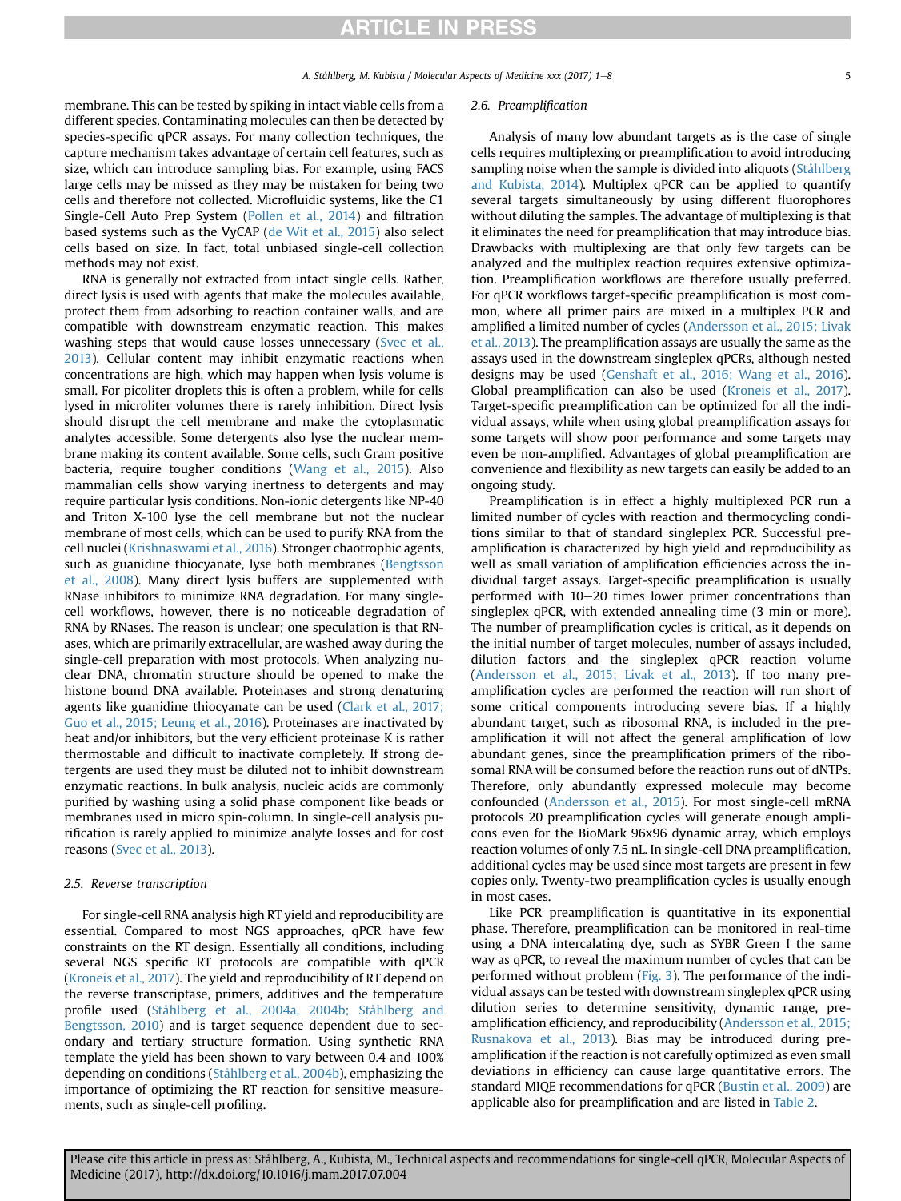membrane. This can be tested by spiking in intact viable cells from a different species. Contaminating molecules can then be detected by species-specific qPCR assays. For many collection techniques, the capture mechanism takes advantage of certain cell features, such as size, which can introduce sampling bias. For example, using FACS large cells may be missed as they may be mistaken for being two cells and therefore not collected. Microfluidic systems, like the C1 Single-Cell Auto Prep System (Pollen et al., 2014) and filtration based systems such as the VyCAP (de Wit et al., 2015) also select cells based on size. In fact, total unbiased single-cell collection methods may not exist.

RNA is generally not extracted from intact single cells. Rather, direct lysis is used with agents that make the molecules available, protect them from adsorbing to reaction container walls, and are compatible with downstream enzymatic reaction. This makes washing steps that would cause losses unnecessary (Svec et al., 2013). Cellular content may inhibit enzymatic reactions when concentrations are high, which may happen when lysis volume is small. For picoliter droplets this is often a problem, while for cells lysed in microliter volumes there is rarely inhibition. Direct lysis should disrupt the cell membrane and make the cytoplasmatic analytes accessible. Some detergents also lyse the nuclear membrane making its content available. Some cells, such Gram positive bacteria, require tougher conditions (Wang et al., 2015). Also mammalian cells show varying inertness to detergents and may require particular lysis conditions. Non-ionic detergents like NP-40 and Triton X-100 lyse the cell membrane but not the nuclear membrane of most cells, which can be used to purify RNA from the cell nuclei (Krishnaswami et al., 2016). Stronger chaotropic agents, such as guanidine thiocyanate, lyse both membranes (Bengtsson et al., 2008). Many direct lysis buffers are supplemented with RNase inhibitors to minimize RNA degradation. For many single-cell workflows, however, there is no noticeable degradation of RNA by RNases. The reason is unclear; one speculation is that RNases, which are primarily extracellular, are washed away during the single-cell preparation with most protocols. When analyzing nuclear DNA, chromatin structure should be opened to make the histone bound DNA available. Proteinases and strong denaturing agents like guanidine thiocyanate can be used (Clark et al., 2017; Guo et al., 2015; Leung et al., 2016). Proteinases are inactivated by heat and/or inhibitors, but the very efficient proteinase K is rather thermostable and difficult to inactivate completely. If strong detergents are used they must be diluted not to inhibit downstream enzymatic reactions. In bulk analysis, nucleic acids are commonly purified by washing using a solid phase component like beads or membranes used in micro spin-column. In single-cell analysis purification is rarely applied to minimize analyte losses and for cost reasons (Svec et al., 2013).

### 2.5. Reverse transcription

For single-cell RNA analysis high RT yield and reproducibility are essential. Compared to most NGS approaches, qPCR have few constraints on the RT design. Essentially all conditions, including several NGS specific RT protocols are compatible with qPCR (Kroneis et al., 2017). The yield and reproducibility of RT depend on the reverse transcriptase, primers, additives and the temperature profile used (Ståhlberg et al., 2004a, 2004b; Ståhlberg and Bengtsson, 2010) and is target sequence dependent due to secondary and tertiary structure formation. Using synthetic RNA template the yield has been shown to vary between 0.4 and 100% depending on conditions (Ståhlberg et al., 2004b), emphasizing the importance of optimizing the RT reaction for sensitive measurements, such as single-cell profiling.

### 2.6. Preamplification

Analysis of many low abundant targets as is the case of single cells requires multiplexing or preamplification to avoid introducing sampling noise when the sample is divided into aliquots (Ståhlberg and Kubista, 2014). Multiplex qPCR can be applied to quantify several targets simultaneously by using different fluorophores without diluting the samples. The advantage of multiplexing is that it eliminates the need for preamplification that may introduce bias. Drawbacks with multiplexing are that only few targets can be analyzed and the multiplex reaction requires extensive optimization. Preamplification workflows are therefore usually preferred. For qPCR workflows target-specific preamplification is most common, where all primer pairs are mixed in a multiplex PCR and amplified a limited number of cycles (Andersson et al., 2015; Livak et al., 2013). The preamplification assays are usually the same as the assays used in the downstream singleplex qPCRs, although nested designs may be used (Genshaft et al., 2016; Wang et al., 2016). Global preamplification can also be used (Kroneis et al., 2017). Target-specific preamplification can be optimized for all the individual assays, while when using global preamplification assays for some targets will show poor performance and some targets may even be non-amplified. Advantages of global preamplification are convenience and flexibility as new targets can easily be added to an ongoing study.

Preamplification is in effect a highly multiplexed PCR run a limited number of cycles with reaction and thermocycling conditions similar to that of standard singleplex PCR. Successful preamplification is characterized by high yield and reproducibility as well as small variation of amplification efficiencies across the individual target assays. Target-specific preamplification is usually performed with 10–20 times lower primer concentrations than singleplex qPCR, with extended annealing time (3 min or more). The number of preamplification cycles is critical, as it depends on the initial number of target molecules, number of assays included, dilution factors and the singleplex qPCR reaction volume (Andersson et al., 2015; Livak et al., 2013). If too many preamplification cycles are performed the reaction will run short of some critical components introducing severe bias. If a highly abundant target, such as ribosomal RNA, is included in the preamplification it will not affect the general amplification of low abundant genes, since the preamplification primers of the ribosomal RNA will be consumed before the reaction runs out of dNTPs. Therefore, only abundantly expressed molecule may become confounded (Andersson et al., 2015). For most single-cell mRNA protocols 20 preamplification cycles will generate enough amplicons even for the BioMark 96x96 dynamic array, which employs reaction volumes of only 7.5 nL. In single-cell DNA preamplification, additional cycles may be used since most targets are present in few copies only. Twenty-two preamplification cycles is usually enough in most cases.

Like PCR preamplification is quantitative in its exponential phase. Therefore, preamplification can be monitored in real-time using a DNA intercalating dye, such as SYBR Green I the same way as qPCR, to reveal the maximum number of cycles that can be performed without problem (Fig. 3). The performance of the individual assays can be tested with downstream singleplex qPCR using dilution series to determine sensitivity, dynamic range, preamplification efficiency, and reproducibility (Andersson et al., 2015; Rusnakova et al., 2013). Bias may be introduced during preamplification if the reaction is not carefully optimized as even small deviations in efficiency can cause large quantitative errors. The standard MIQE recommendations for qPCR (Bustin et al., 2009) are applicable also for preamplification and are listed in Table 2.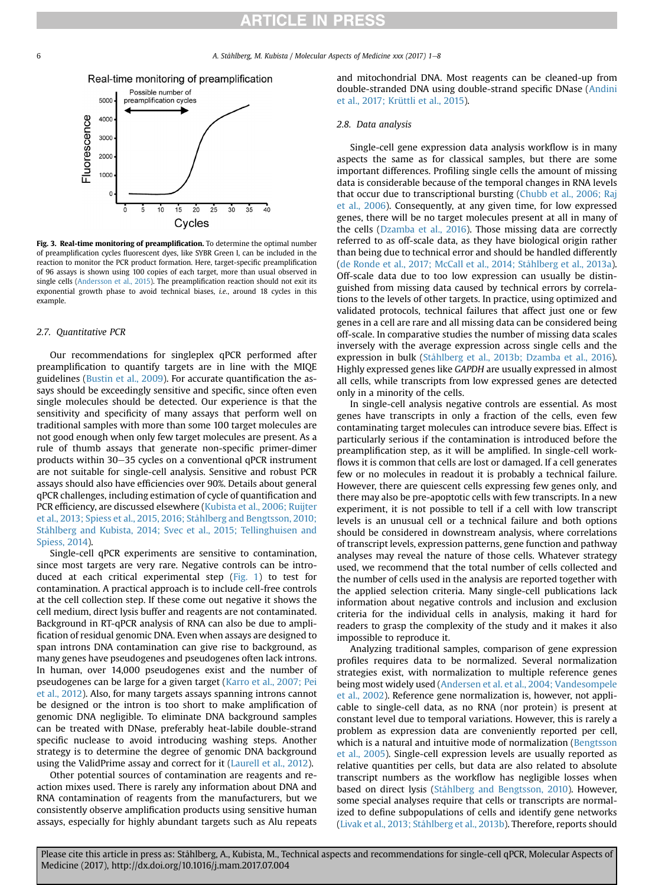Fig. 3. **Real-time monitoring of preamplification.** To determine the optimal number of preamplification cycles fluorescent dyes, like SYBR Green I, can be included in the reaction to monitor the PCR product formation. Here, target-specific preamplification of 96 assays is shown using 100 copies of each target, more than usual observed in single cells (Andersson et al., 2015). The preamplification reaction should not exit its exponential growth phase to avoid technical biases, *i.e.*, around 18 cycles in this example.

### 2.7. Quantitative PCR

Our recommendations for singleplex qPCR performed after preamplification to quantify targets are in line with the MIQE guidelines (Bustin et al., 2009). For accurate quantification the assays should be exceedingly sensitive and specific, since often even single molecules should be detected. Our experience is that the sensitivity and specificity of many assays that perform well on traditional samples with more than some 100 target molecules are not good enough when only few target molecules are present. As a rule of thumb assays that generate non-specific primer-dimer products within 30–35 cycles on a conventional qPCR instrument are not suitable for single-cell analysis. Sensitive and robust PCR assays should also have efficiencies over 90%. Details about general qPCR challenges, including estimation of cycle of quantification and PCR efficiency, are discussed elsewhere (Kubista et al., 2006; Ruijter et al., 2013; Spiess et al., 2015, 2016; Ståhlberg and Bengtsson, 2010; Ståhlberg and Kubista, 2014; Svec et al., 2015; Tellinghuisen and Spiess, 2014).

Single-cell qPCR experiments are sensitive to contamination, since most targets are very rare. Negative controls can be introduced at each critical experimental step (Fig. 1) to test for contamination. A practical approach is to include cell-free controls at the cell collection step. If these come out negative it shows the cell medium, direct lysis buffer and reagents are not contaminated. Background in RT-qPCR analysis of RNA can also be due to amplification of residual genomic DNA. Even when assays are designed to span introns DNA contamination can give rise to background, as many genes have pseudogenes and pseudogenes often lack introns. In human, over 14,000 pseudogenes exist and the number of pseudogenes can be large for a given target (Karro et al., 2007; Pei et al., 2012). Also, for many targets assays spanning introns cannot be designed or the intron is too short to make amplification of genomic DNA negligible. To eliminate DNA background samples can be treated with DNase, preferably heat-labile double-strand specific nuclease to avoid introducing washing steps. Another strategy is to determine the degree of genomic DNA background using the ValidPrime assay and correct for it (Laurell et al., 2012).

Other potential sources of contamination are reagents and reaction mixes used. There is rarely any information about DNA and RNA contamination of reagents from the manufacturers, but we consistently observe amplification products using sensitive human assays, especially for highly abundant targets such as Alu repeats and mitochondrial DNA. Most reagents can be cleaned-up from double-stranded DNA using double-strand specific DNase (Andini et al., 2017; Krüttli et al., 2015).

### 2.8. Data analysis

Single-cell gene expression data analysis workflow is in many aspects the same as for classical samples, but there are some important differences. Profiling single cells the amount of missing data is considerable because of the temporal changes in RNA levels that occur due to transcriptional bursting (Chubb et al., 2006; Raj et al., 2006). Consequently, at any given time, for low expressed genes, there will be no target molecules present at all in many of the cells (Dzamba et al., 2016). Those missing data are correctly referred to as off-scale data, as they have biological origin rather than being due to technical error and should be handled differently (de Ronde et al., 2017; McCall et al., 2014; Ståhlberg et al., 2013a). Off-scale data due to too low expression can usually be distinguished from missing data caused by technical errors by correlations to the levels of other targets. In practice, using optimized and validated protocols, technical failures that affect just one or few genes in a cell are rare and all missing data can be considered being off-scale. In comparative studies the number of missing data scales inversely with the average expression across single cells and the expression in bulk (Ståhlberg et al., 2013b; Dzamba et al., 2016). Highly expressed genes like *GAPDH* are usually expressed in almost all cells, while transcripts from low expressed genes are detected only in a minority of the cells.

In single-cell analysis negative controls are essential. As most genes have transcripts in only a fraction of the cells, even few contaminating target molecules can introduce severe bias. Effect is particularly serious if the contamination is introduced before the preamplification step, as it will be amplified. In single-cell workflows it is common that cells are lost or damaged. If a cell generates few or no molecules in readout it is probably a technical failure. However, there are quiescent cells expressing few genes only, and there may also be pre-apoptotic cells with few transcripts. In a new experiment, it is not possible to tell if a cell with low transcript levels is an unusual cell or a technical failure and both options should be considered in downstream analysis, where correlations of transcript levels, expression patterns, gene function and pathway analyses may reveal the nature of those cells. Whatever strategy used, we recommend that the total number of cells collected and the number of cells used in the analysis are reported together with the applied selection criteria. Many single-cell publications lack information about negative controls and inclusion and exclusion criteria for the individual cells in analysis, making it hard for readers to grasp the complexity of the study and it makes it also impossible to reproduce it.

Analyzing traditional samples, comparison of gene expression profiles requires data to be normalized. Several normalization strategies exist, with normalization to multiple reference genes being most widely used (Andersen et al. et al., 2004; Vandesompele et al., 2002). Reference gene normalization is, however, not applicable to single-cell data, as no RNA (nor protein) is present at constant level due to temporal variations. However, this is rarely a problem as expression data are conveniently reported per cell, which is a natural and intuitive mode of normalization (Bengtsson et al., 2005). Single-cell expression levels are usually reported as relative quantities per cells, but data are also related to absolute transcript numbers as the workflow has negligible losses when based on direct lysis (Ståhlberg and Bengtsson, 2010). However, some special analyses require that cells or transcripts are normalized to define subpopulations of cells and identify gene networks (Livak et al., 2013; Ståhlberg et al., 2013b). Therefore, reports should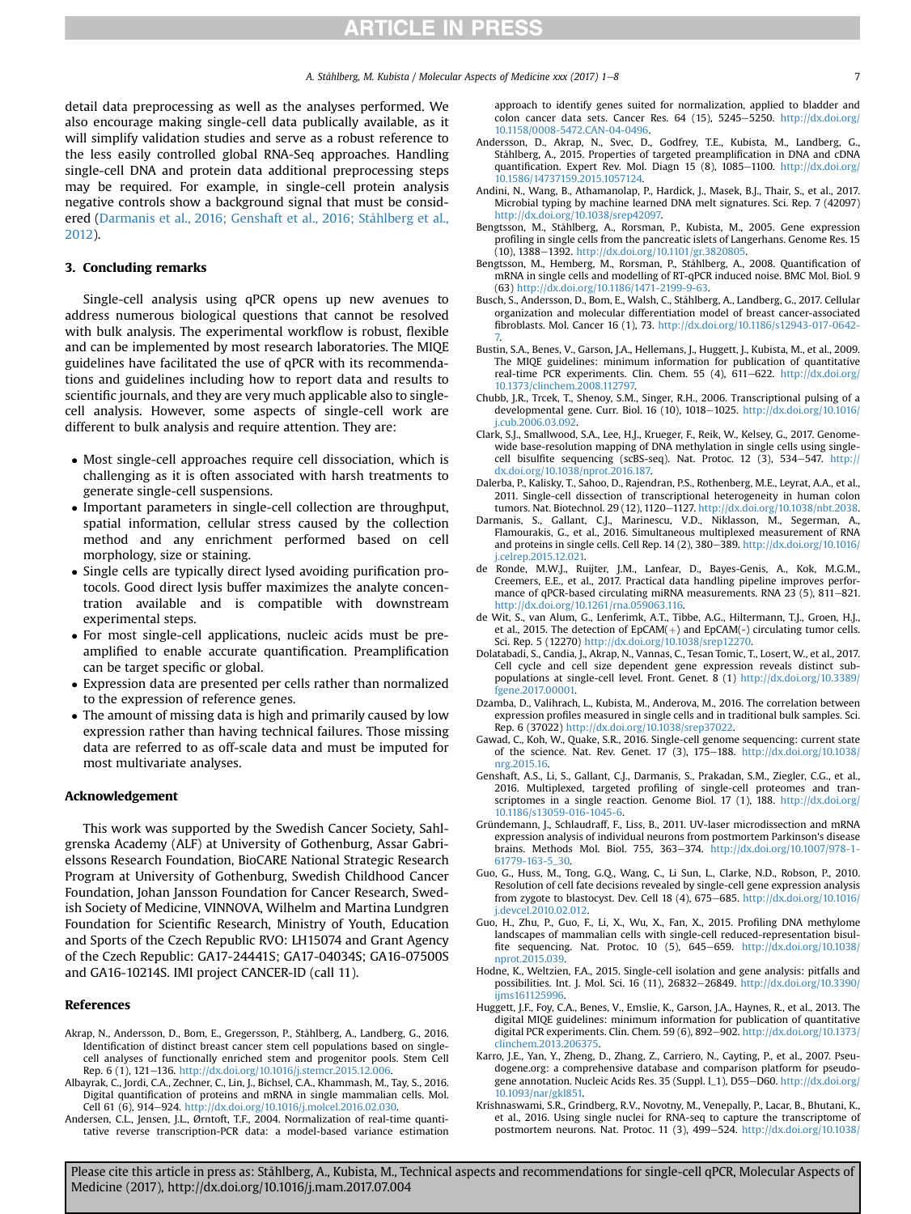detail data preprocessing as well as the analyses performed. We also encourage making single-cell data publically available, as it will simplify validation studies and serve as a robust reference to the less easily controlled global RNA-Seq approaches. Handling single-cell DNA and protein data additional preprocessing steps may be required. For example, in single-cell protein analysis negative controls show a background signal that must be considered (Darmanis et al., 2016; Genshaft et al., 2016; Ståhlberg et al., 2012).

## 3. Concluding remarks

Single-cell analysis using qPCR opens up new avenues to address numerous biological questions that cannot be resolved with bulk analysis. The experimental workflow is robust, flexible and can be implemented by most research laboratories. The MIQE guidelines have facilitated the use of qPCR with its recommendations and guidelines including how to report data and results to scientific journals, and they are very much applicable also to single-cell analysis. However, some aspects of single-cell work are different to bulk analysis and require attention. They are:

- Most single-cell approaches require cell dissociation, which is challenging as it is often associated with harsh treatments to generate single-cell suspensions.
- Important parameters in single-cell collection are throughput, spatial information, cellular stress caused by the collection method and any enrichment performed based on cell morphology, size or staining.
- Single cells are typically direct lysed avoiding purification protocols. Good direct lysis buffer maximizes the analyte concentration available and is compatible with downstream experimental steps.
- For most single-cell applications, nucleic acids must be preamplified to enable accurate quantification. Preamplification can be target specific or global.
- Expression data are presented per cells rather than normalized to the expression of reference genes.
- The amount of missing data is high and primarily caused by low expression rather than having technical failures. Those missing data are referred to as off-scale data and must be imputed for most multivariate analyses.

## Acknowledgement

This work was supported by the Swedish Cancer Society, Sahlgrenska Academy (ALF) at University of Gothenburg, Assar Gabrielssons Research Foundation, BioCARE National Strategic Research Program at University of Gothenburg, Swedish Childhood Cancer Foundation, Johan Jansson Foundation for Cancer Research, Swedish Society of Medicine, VINNOVA, Wilhelm and Martina Lundgren Foundation for Scientific Research, Ministry of Youth, Education and Sports of the Czech Republic RVO: LH15074 and Grant Agency of the Czech Republic: GA17-24441S; GA17-04034S; GA16-07500S and GA16-10214S. IMI project CANCER-ID (call 11).

## References

Akrap, N., Andersson, D., Bom, E., Gregersson, P., Ståhlberg, A., Landberg, G., 2016. Identification of distinct breast cancer stem cell populations based on single-cell analyses of functionally enriched stem and progenitor pools. Stem Cell Rep. 6 (1), 121–136. http://dx.doi.org/10.1016/j.stemcr.2015.12.006.

Albayrak, C., Jordi, C.A., Zechner, C., Lin, J., Bichsel, C.A., Khammash, M., Tay, S., 2016. Digital quantification of proteins and mRNA in single mammalian cells. Mol. Cell 61 (6), 914–924. http://dx.doi.org/10.1016/j.molcel.2016.02.030.

Andersen, C.L., Jensen, J.L., Ørntoft, T.F., 2004. Normalization of real-time quantitative reverse transcription-PCR data: a model-based variance estimation approach to identify genes suited for normalization, applied to bladder and colon cancer data sets. Cancer Res. 64 (15), 5245–5250. http://dx.doi.org/10.1158/0008-5472.CAN-04-0496.

Andersson, D., Akrap, N., Svec, D., Godfrey, T.E., Kubista, M., Landberg, G., Ståhlberg, A., 2015. Properties of targeted preamplification in DNA and cDNA quantification. Expert Rev. Mol. Diagn 15 (8), 1085–1100. http://dx.doi.org/10.1586/14737159.2015.1057124.

Andini, N., Wang, B., Athamanolap, P., Hardick, J., Masek, B.J., Thair, S., et al., 2017. Microbial typing by machine learned DNA melt signatures. Sci. Rep. 7 (42097) http://dx.doi.org/10.1038/srep42097.

Bengtsson, M., Ståhlberg, A., Rorsman, P., Kubista, M., 2005. Gene expression profiling in single cells from the pancreatic islets of Langerhans. Genome Res. 15 (10), 1388–1392. http://dx.doi.org/10.1101/gr.3820805.

Bengtsson, M., Hemberg, M., Rorsman, P., Ståhlberg, A., 2008. Quantification of mRNA in single cells and modelling of RT-qPCR induced noise. BMC Mol. Biol. 9 (63) http://dx.doi.org/10.1186/1471-2199-9-63.

Busch, S., Andersson, D., Bom, E., Walsh, C., Ståhlberg, A., Landberg, G., 2017. Cellular organization and molecular differentiation model of breast cancer-associated fibroblasts. Mol. Cancer 16 (1), 73. http://dx.doi.org/10.1186/s12943-017-0642-7.

Bustin, S.A., Benes, V., Garson, J.A., Hellemans, J., Huggett, J., Kubista, M., et al., 2009. The MIQE guidelines: minimum information for publication of quantitative real-time PCR experiments. Clin. Chem. 55 (4), 611–622. http://dx.doi.org/10.1373/clinchem.2008.112797.

Chubb, J.R., Trcek, T., Shenoy, S.M., Singer, R.H., 2006. Transcriptional pulsing of a developmental gene. Curr. Biol. 16 (10), 1018–1025. http://dx.doi.org/10.1016/j.cub.2006.03.092.

Clark, S.J., Smallwood, S.A., Lee, H.J., Krueger, F., Reik, W., Kelsey, G., 2017. Genome-wide base-resolution mapping of DNA methylation in single cells using single-cell bisulfite sequencing (scBS-seq). Nat. Protoc. 12 (3), 534–547. http://dx.doi.org/10.1038/nprot.2016.187.

Dalerba, P., Kalisky, T., Sahoo, D., Rajendran, P.S., Rothenberg, M.E., Leyrat, A.A., et al., 2011. Single-cell dissection of transcriptional heterogeneity in human colon tumors. Nat. Biotechnol. 29 (12), 1120–1127. http://dx.doi.org/10.1038/nbt.2038.

Darmanis, S., Gallant, C.J., Marinescu, V.D., Niklasson, M., Segerman, A., Flamourakis, G., et al., 2016. Simultaneous multiplexed measurement of RNA and proteins in single cells. Cell Rep. 14 (2), 380–389. http://dx.doi.org/10.1016/j.celrep.2015.12.021.

de Ronde, M.W.J., Ruijter, J.M., Lanfear, D., Bayes-Genis, A., Kok, M.G.M., Creemers, E.E., et al., 2017. Practical data handling pipeline improves performance of qPCR-based circulating miRNA measurements. RNA 23 (5), 811–821. http://dx.doi.org/10.1261/rna.059063.116.

de Wit, S., van Alum, G., Lenferimk, A.T., Tibbe, A.G., Hiltermann, T.J., Groen, H.J., et al., 2015. The detection of EpCAM(+) and EpCAM(-) circulating tumor cells. Sci. Rep. 5 (12270) http://dx.doi.org/10.1038/srep12270.

Dolatabadi, S., Candia, J., Akrap, N., Vannas, C., Tesan Tomic, T., Losert, W., et al., 2017. Cell cycle and cell size dependent gene expression reveals distinct subpopulations at single-cell level. Front. Genet. 8 (1) http://dx.doi.org/10.3389/fgene.2017.00001.

Dzamba, D., Valihrach, L., Kubista, M., Anderova, M., 2016. The correlation between expression profiles measured in single cells and in traditional bulk samples. Sci. Rep. 6 (37022) http://dx.doi.org/10.1038/srep37022.

Gawad, C., Koh, W., Quake, S.R., 2016. Single-cell genome sequencing: current state of the science. Nat. Rev. Genet. 17 (3), 175–188. http://dx.doi.org/10.1038/nrg.2015.16.

Genshaft, A.S., Li, S., Gallant, C.J., Darmanis, S., Prakadan, S.M., Ziegler, C.G., et al., 2016. Multiplexed, targeted profiling of single-cell proteomes and transcriptomes in a single reaction. Genome Biol. 17 (1), 188. http://dx.doi.org/10.1186/s13059-016-1045-6.

Gründemann, J., Schlaudraff, F., Liss, B., 2011. UV-laser microdissection and mRNA expression analysis of individual neurons from postmortem Parkinson's disease brains. Methods Mol. Biol. 755, 363–374. http://dx.doi.org/10.1007/978-1-61779-163-5_30.

Guo, G., Huss, M., Tong, G.Q., Wang, C., Li Sun, L., Clarke, N.D., Robson, P., 2010. Resolution of cell fate decisions revealed by single-cell gene expression analysis from zygote to blastocyst. Dev. Cell 18 (4), 675–685. http://dx.doi.org/10.1016/j.devcel.2010.02.012.

Guo, H., Zhu, P., Guo, F., Li, X., Wu, X., Fan, X., 2015. Profiling DNA methylome landscapes of mammalian cells with single-cell reduced-representation bisulfite sequencing. Nat. Protoc. 10 (5), 645–659. http://dx.doi.org/10.1038/nprot.2015.039.

Hodne, K., Weltzien, F.A., 2015. Single-cell isolation and gene analysis: pitfalls and possibilities. Int. J. Mol. Sci. 16 (11), 26832–26849. http://dx.doi.org/10.3390/ijms161125996.

Huggett, J.F., Foy, C.A., Benes, V., Emslie, K., Garson, J.A., Haynes, R., et al., 2013. The digital MIQE guidelines: minimum information for publication of quantitative digital PCR experiments. Clin. Chem. 59 (6), 892–902. http://dx.doi.org/10.1373/clinchem.2013.206375.

Karro, J.E., Yan, Y., Zheng, D., Zhang, Z., Carriero, N., Cayting, P., et al., 2007. Pseudogene.org: a comprehensive database and comparison platform for pseudogene annotation. Nucleic Acids Res. 35 (Suppl. l_1), D55–D60. http://dx.doi.org/10.1093/nar/gkl851.

Krishnaswami, S.R., Grindberg, R.V., Novotny, M., Venepally, P., Lacar, B., Bhutani, K., et al., 2016. Using single nuclei for RNA-seq to capture the transcriptome of postmortem neurons. Nat. Protoc. 11 (3), 499–524. http://dx.doi.org/10.1038/

Please cite this article in press as: Ståhlberg, A., Kubista, M., Technical aspects and recommendations for single-cell qPCR, Molecular Aspects of Medicine (2017), http://dx.doi.org/10.1016/j.mam.2017.07.004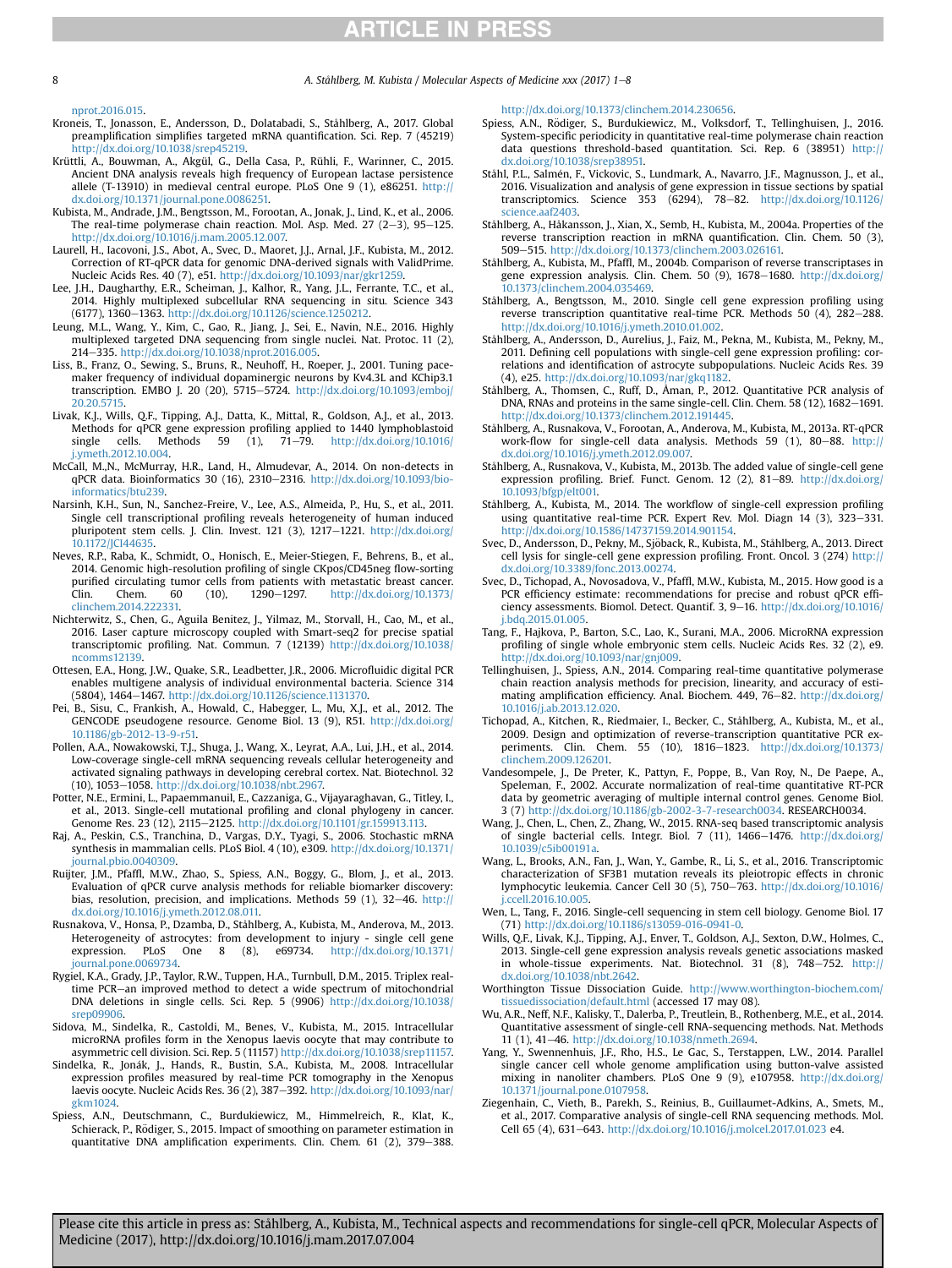nprot.2016.015.

Kroneis, T., Jonasson, E., Andersson, D., Dolatabadi, S., Ståhlberg, A., 2017. Global preamplification simplifies targeted mRNA quantification. Sci. Rep. 7 (45219) http://dx.doi.org/10.1038/srep45219.

Krüttli, A., Bouwman, A., Akgül, G., Della Casa, P., Rühli, F., Warinner, C., 2015. Ancient DNA analysis reveals high frequency of European lactase persistence allele (T-13910) in medieval central europe. PLoS One 9 (1), e86251. http://dx.doi.org/10.1371/journal.pone.0086251.

Kubista, M., Andrade, J.M., Bengtsson, M., Forootan, A., Jonak, J., Lind, K., et al., 2006. The real-time polymerase chain reaction. Mol. Asp. Med. 27 (2–3), 95–125. http://dx.doi.org/10.1016/j.mam.2005.12.007.

Laurell, H., Iacovoni, J.S., Abot, A., Svec, D., Maoret, J.J., Arnal, J.F., Kubista, M., 2012. Correction of RT-qPCR data for genomic DNA-derived signals with ValidPrime. Nucleic Acids Res. 40 (7), e51. http://dx.doi.org/10.1093/nar/gkr1259.

Lee, J.H., Daugharthy, E.R., Scheiman, J., Kalhor, R., Yang, J.L., Ferrante, T.C., et al., 2014. Highly multiplexed subcellular RNA sequencing in situ. Science 343 (6177), 1360–1363. http://dx.doi.org/10.1126/science.1250212.

Leung, M.L., Wang, Y., Kim, C., Gao, R., Jiang, J., Sei, E., Navin, N.E., 2016. Highly multiplexed targeted DNA sequencing from single nuclei. Nat. Protoc. 11 (2), 214–335. http://dx.doi.org/10.1038/nprot.2016.005.

Liss, B., Franz, O., Sewing, S., Bruns, R., Neuhoff, H., Roeper, J., 2001. Tuning pacemaker frequency of individual dopaminergic neurons by Kv4.3L and KChip3.1 transcription. EMBO J. 20 (20), 5715–5724. http://dx.doi.org/10.1093/emboj/20.20.5715.

Livak, K.J., Wills, Q.F., Tipping, A.J., Datta, K., Mittal, R., Goldson, A.J., et al., 2013. Methods for qPCR gene expression profiling applied to 1440 lymphoblastoid single cells. Methods 59 (1), 71–79. http://dx.doi.org/10.1016/j.ymeth.2012.10.004.

McCall, M.N., McMurray, H.R., Land, H., Almudevar, A., 2014. On non-detects in qPCR data. Bioinformatics 30 (16), 2310–2316. http://dx.doi.org/10.1093/bioinformatics/btu239.

Narsinh, K.H., Sun, N., Sanchez-Freire, V., Lee, A.S., Almeida, P., Hu, S., et al., 2011. Single cell transcriptional profiling reveals heterogeneity of human induced pluripotent stem cells. J. Clin. Invest. 121 (3), 1217–1221. http://dx.doi.org/10.1172/JCI44635.

Neves, R.P., Raba, K., Schmidt, O., Honisch, E., Meier-Stiegen, F., Behrens, B., et al., 2014. Genomic high-resolution profiling of single CKpos/CD45neg flow-sorting purified circulating tumor cells from patients with metastatic breast cancer. Clin. Chem. 60 (10), 1290–1297. http://dx.doi.org/10.1373/clinchem.2014.222331.

Nichterwitz, S., Chen, G., Aguila Benitez, J., Yilmaz, M., Storvall, H., Cao, M., et al., 2016. Laser capture microscopy coupled with Smart-seq2 for precise spatial transcriptomic profiling. Nat. Commun. 7 (12139) http://dx.doi.org/10.1038/ncomms12139.

Ottesen, E.A., Hong, J.W., Quake, S.R., Leadbetter, J.R., 2006. Microfluidic digital PCR enables multigene analysis of individual environmental bacteria. Science 314 (5804), 1464–1467. http://dx.doi.org/10.1126/science.1131370.

Pei, B., Sisu, C., Frankish, A., Howald, C., Habegger, L., Mu, X.J., et al., 2012. The GENCODE pseudogene resource. Genome Biol. 13 (9), R51. http://dx.doi.org/10.1186/gb-2012-13-9-r51.

Pollen, A.A., Nowakowski, T.J., Shuga, J., Wang, X., Leyrat, A.A., Lui, J.H., et al., 2014. Low-coverage single-cell mRNA sequencing reveals cellular heterogeneity and activated signaling pathways in developing cerebral cortex. Nat. Biotechnol. 32 (10), 1053–1058. http://dx.doi.org/10.1038/nbt.2967.

Potter, N.E., Ermini, L., Papaemmanuil, E., Cazzaniga, G., Vijayaraghavan, G., Titley, I., et al., 2013. Single-cell mutational profiling and clonal phylogeny in cancer. Genome Res. 23 (12), 2115–2125. http://dx.doi.org/10.1101/gr.159913.113.

Raj, A., Peskin, C.S., Tranchina, D., Vargas, D.Y., Tyagi, S., 2006. Stochastic mRNA synthesis in mammalian cells. PLoS Biol. 4 (10), e309. http://dx.doi.org/10.1371/journal.pbio.0040309.

Ruijter, J.M., Pfaffl, M.W., Zhao, S., Spiess, A.N., Boggy, G., Blom, J., et al., 2013. Evaluation of qPCR curve analysis methods for reliable biomarker discovery: bias, resolution, precision, and implications. Methods 59 (1), 32–46. http://dx.doi.org/10.1016/j.ymeth.2012.08.011.

Rusnakova, V., Honsa, P., Dzamba, D., Ståhlberg, A., Kubista, M., Anderova, M., 2013. Heterogeneity of astrocytes: from development to injury - single cell gene expression. PLoS One 8 (8), e69734. http://dx.doi.org/10.1371/journal.pone.0069734.

Rygiel, K.A., Grady, J.P., Taylor, R.W., Tuppen, H.A., Turnbull, D.M., 2015. Triplex real-time PCR–an improved method to detect a wide spectrum of mitochondrial DNA deletions in single cells. Sci. Rep. 5 (9906) http://dx.doi.org/10.1038/srep09906.

Sidova, M., Sindelka, R., Castoldi, M., Benes, V., Kubista, M., 2015. Intracellular microRNA profiles form in the Xenopus laevis oocyte that may contribute to asymmetric cell division. Sci. Rep. 5 (11157) http://dx.doi.org/10.1038/srep11157.

Sindelka, R., Jonák, J., Hands, R., Bustin, S.A., Kubista, M., 2008. Intracellular expression profiles measured by real-time PCR tomography in the Xenopus laevis oocyte. Nucleic Acids Res. 36 (2), 387–392. http://dx.doi.org/10.1093/nar/gkm1024.

Spiess, A.N., Deutschmann, C., Burdukiewicz, M., Himmelreich, R., Klat, K., Schierack, P., Rödiger, S., 2015. Impact of smoothing on parameter estimation in quantitative DNA amplification experiments. Clin. Chem. 61 (2), 379–388. http://dx.doi.org/10.1373/clinchem.2014.230656.

Spiess, A.N., Rödiger, S., Burdukiewicz, M., Volksdorf, T., Tellinghuisen, J., 2016. System-specific periodicity in quantitative real-time polymerase chain reaction data questions threshold-based quantitation. Sci. Rep. 6 (38951) http://dx.doi.org/10.1038/srep38951.

Ståhl, P.L., Salmén, F., Vickovic, S., Lundmark, A., Navarro, J.F., Magnusson, J., et al., 2016. Visualization and analysis of gene expression in tissue sections by spatial transcriptomics. Science 353 (6294), 78–82. http://dx.doi.org/10.1126/science.aaf2403.

Ståhlberg, A., Håkansson, J., Xian, X., Semb, H., Kubista, M., 2004a. Properties of the reverse transcription reaction in mRNA quantification. Clin. Chem. 50 (3), 509–515. http://dx.doi.org/10.1373/clinchem.2003.026161.

Ståhlberg, A., Kubista, M., Pfaffl, M., 2004b. Comparison of reverse transcriptases in gene expression analysis. Clin. Chem. 50 (9), 1678–1680. http://dx.doi.org/10.1373/clinchem.2004.035469.

Ståhlberg, A., Bengtsson, M., 2010. Single cell gene expression profiling using reverse transcription quantitative real-time PCR. Methods 50 (4), 282–288. http://dx.doi.org/10.1016/j.ymeth.2010.01.002.

Ståhlberg, A., Andersson, D., Aurelius, J., Faiz, M., Pekna, M., Kubista, M., Pekny, M., 2011. Defining cell populations with single-cell gene expression profiling: correlations and identification of astrocyte subpopulations. Nucleic Acids Res. 39 (4), e25. http://dx.doi.org/10.1093/nar/gkq1182.

Ståhlberg, A., Thomsen, C., Ruff, D., Åman, P., 2012. Quantitative PCR analysis of DNA, RNAs and proteins in the same single-cell. Clin. Chem. 58 (12), 1682–1691. http://dx.doi.org/10.1373/clinchem.2012.191445.

Ståhlberg, A., Rusnakova, V., Forootan, A., Anderova, M., Kubista, M., 2013a. RT-qPCR work-flow for single-cell data analysis. Methods 59 (1), 80–88. http://dx.doi.org/10.1016/j.ymeth.2012.09.007.

Ståhlberg, A., Rusnakova, V., Kubista, M., 2013b. The added value of single-cell gene expression profiling. Brief. Funct. Genom. 12 (2), 81–89. http://dx.doi.org/10.1093/bfgp/elt001.

Ståhlberg, A., Kubista, M., 2014. The workflow of single-cell expression profiling using quantitative real-time PCR. Expert Rev. Mol. Diagn 14 (3), 323–331. http://dx.doi.org/10.1586/14737159.2014.901154.

Svec, D., Andersson, D., Pekny, M., Sjöback, R., Kubista, M., Ståhlberg, A., 2013. Direct cell lysis for single-cell gene expression profiling. Front. Oncol. 3 (274) http://dx.doi.org/10.3389/fonc.2013.00274.

Svec, D., Tichopad, A., Novosadova, V., Pfaffl, M.W., Kubista, M., 2015. How good is a PCR efficiency estimate: recommendations for precise and robust qPCR efficiency assessments. Biomol. Detect. Quantif. 3, 9–16. http://dx.doi.org/10.1016/j.bdq.2015.01.005.

Tang, F., Hajkova, P., Barton, S.C., Lao, K., Surani, M.A., 2006. MicroRNA expression profiling of single whole embryonic stem cells. Nucleic Acids Res. 32 (2), e9. http://dx.doi.org/10.1093/nar/gnj009.

Tellinghuisen, J., Spiess, A.N., 2014. Comparing real-time quantitative polymerase chain reaction analysis methods for precision, linearity, and accuracy of estimating amplification efficiency. Anal. Biochem. 449, 76–82. http://dx.doi.org/10.1016/j.ab.2013.12.020.

Tichopad, A., Kitchen, R., Riedmaier, I., Becker, C., Ståhlberg, A., Kubista, M., et al., 2009. Design and optimization of reverse-transcription quantitative PCR experiments. Clin. Chem. 55 (10), 1816–1823. http://dx.doi.org/10.1373/clinchem.2009.126201.

Vandesompele, J., De Preter, K., Pattyn, F., Poppe, B., Van Roy, N., De Paepe, A., Speleman, F., 2002. Accurate normalization of real-time quantitative RT-PCR data by geometric averaging of multiple internal control genes. Genome Biol. 3 (7) http://dx.doi.org/10.1186/gb-2002-3-7-research0034. RESEARCH0034.

Wang, J., Chen, L., Chen, Z., Zhang, W., 2015. RNA-seq based transcriptomic analysis of single bacterial cells. Integr. Biol. 7 (11), 1466–1476. http://dx.doi.org/10.1039/c5ib00191a.

Wang, L., Brooks, A.N., Fan, J., Wan, Y., Gambe, R., Li, S., et al., 2016. Transcriptomic characterization of SF3B1 mutation reveals its pleiotropic effects in chronic lymphocytic leukemia. Cancer Cell 30 (5), 750–763. http://dx.doi.org/10.1016/j.ccell.2016.10.005.

Wen, L., Tang, F., 2016. Single-cell sequencing in stem cell biology. Genome Biol. 17 (71) http://dx.doi.org/10.1186/s13059-016-0941-0.

Wills, Q.F., Livak, K.J., Tipping, A.J., Enver, T., Goldson, A.J., Sexton, D.W., Holmes, C., 2013. Single-cell gene expression analysis reveals genetic associations masked in whole-tissue experiments. Nat. Biotechnol. 31 (8), 748–752. http://dx.doi.org/10.1038/nbt.2642.

Worthington Tissue Dissociation Guide. http://www.worthington-biochem.com/tissuedissociation/default.html (accessed 17 may 08).

Wu, A.R., Neff, N.F., Kalisky, T., Dalerba, P., Treutlein, B., Rothenberg, M.E., et al., 2014. Quantitative assessment of single-cell RNA-sequencing methods. Nat. Methods 11 (1), 41–46. http://dx.doi.org/10.1038/nmeth.2694.

Yang, Y., Swennenhuis, J.F., Rho, H.S., Le Gac, S., Terstappen, L.W., 2014. Parallel single cancer cell whole genome amplification using button-valve assisted mixing in nanoliter chambers. PLoS One 9 (9), e107958. http://dx.doi.org/10.1371/journal.pone.0107958.

Ziegenhain, C., Vieth, B., Parekh, S., Reinius, B., Guillaumet-Adkins, A., Smets, M., et al., 2017. Comparative analysis of single-cell RNA sequencing methods. Mol. Cell 65 (4), 631–643. http://dx.doi.org/10.1016/j.molcel.2017.01.023 e4.